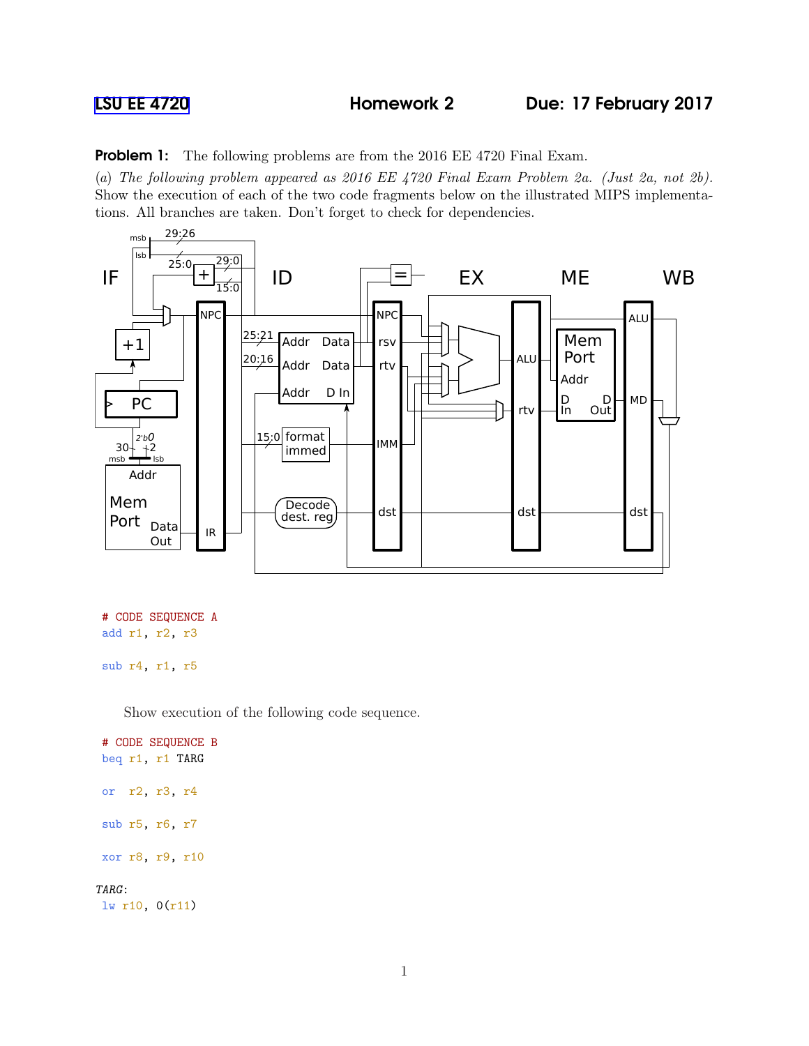LSU EE 4720 **Homework 2** **Due: 17 February 2017**

**Problem 1:** The following problems are from the 2016 EE 4720 Final Exam.

(a) *The following problem appeared as 2016 EE 4720 Final Exam Problem 2a. (Just 2a, not 2b).* Show the execution of each of the two code fragments below on the illustrated MIPS implementations. All branches are taken. Don't forget to check for dependencies.

```
# CODE SEQUENCE A
add r1, r2, r3

sub r4, r1, r5
```

Show execution of the following code sequence.

```
# CODE SEQUENCE B
beq r1, r1 TARG

or  r2, r3, r4

sub r5, r6, r7

xor r8, r9, r10

TARG:
 lw r10, 0(r11)
```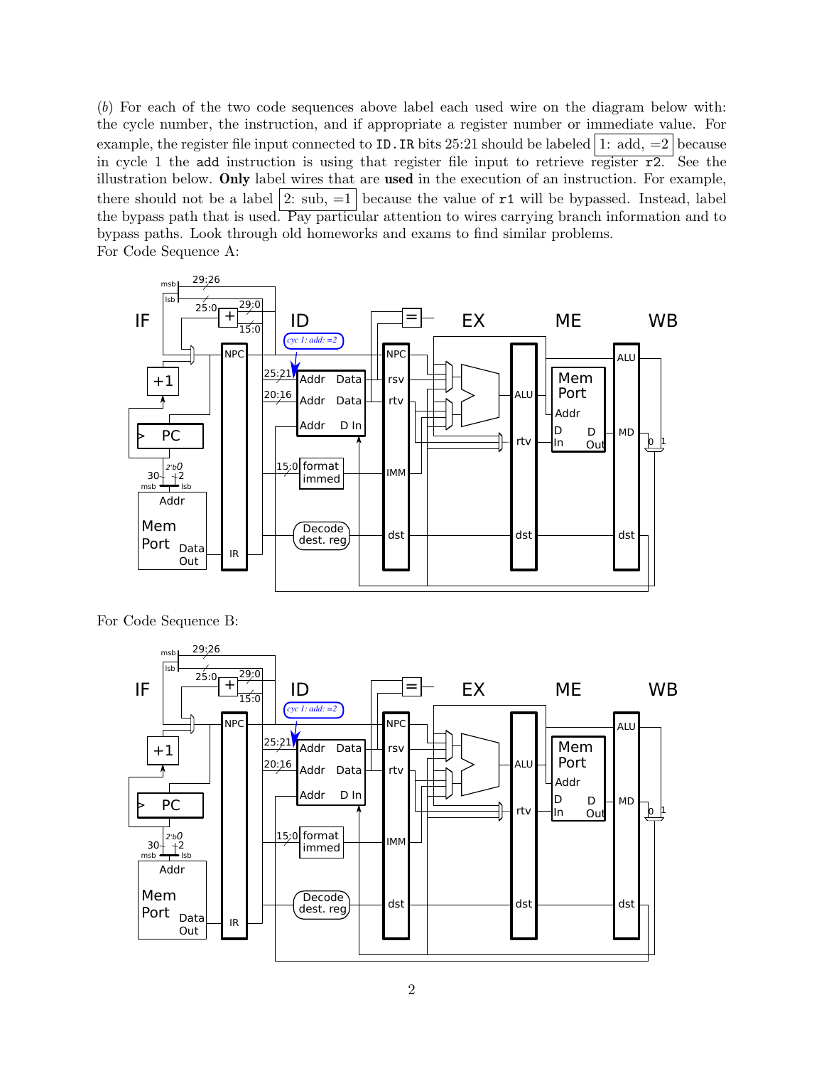(*b*) For each of the two code sequences above label each used wire on the diagram below with: the cycle number, the instruction, and if appropriate a register number or immediate value. For example, the register file input connected to `ID.IR` bits 25:21 should be labeled 1: add, =2 because in cycle 1 the `add` instruction is using that register file input to retrieve register `r2`. See the illustration below. **Only** label wires that are **used** in the execution of an instruction. For example, there should not be a label 2: sub, =1 because the value of `r1` will be bypassed. Instead, label the bypass path that is used. Pay particular attention to wires carrying branch information and to bypass paths. Look through old homeworks and exams to find similar problems.

For Code Sequence A:

For Code Sequence B: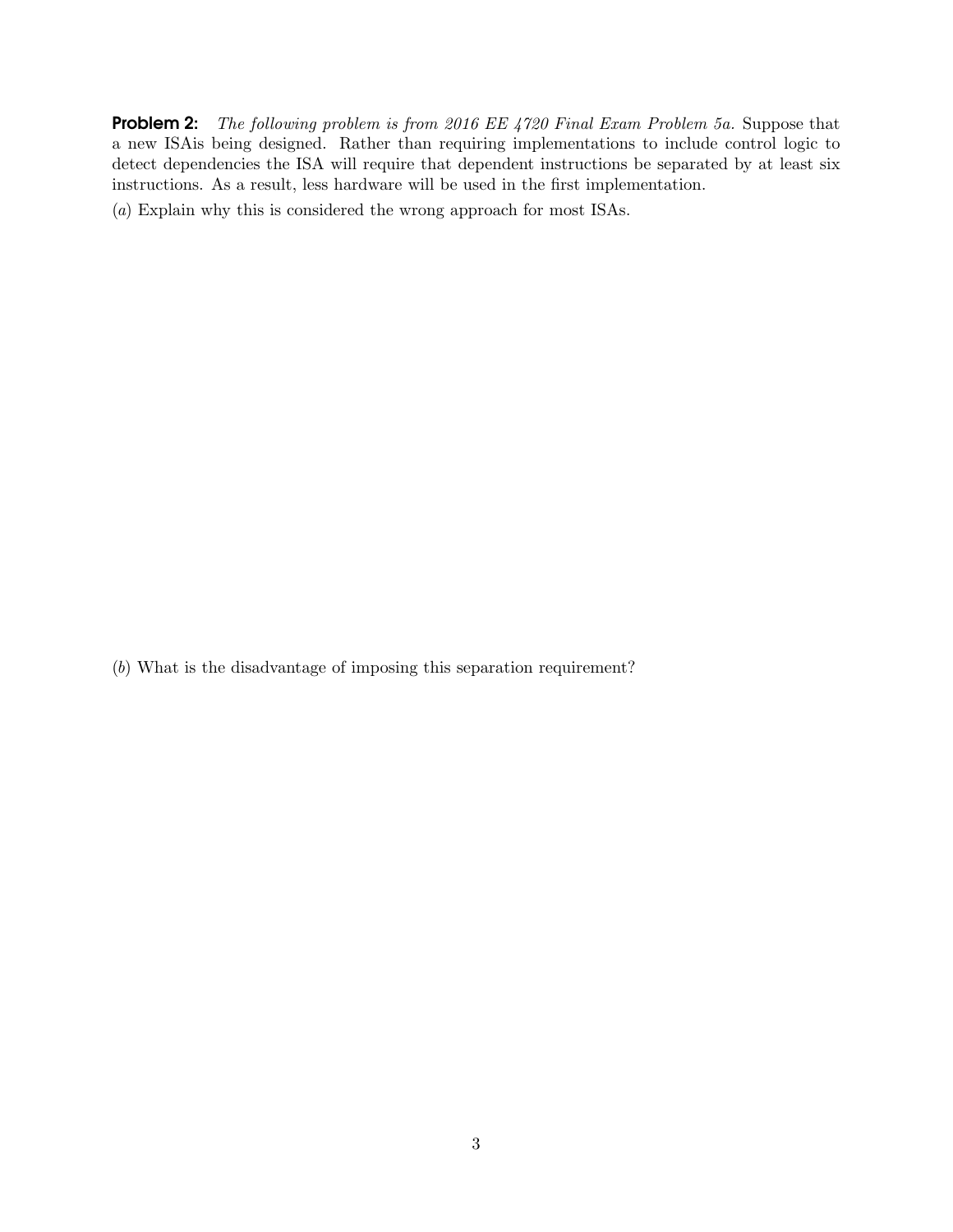**Problem 2:** *The following problem is from 2016 EE 4720 Final Exam Problem 5a.* Suppose that a new ISAis being designed. Rather than requiring implementations to include control logic to detect dependencies the ISA will require that dependent instructions be separated by at least six instructions. As a result, less hardware will be used in the first implementation.

(*a*) Explain why this is considered the wrong approach for most ISAs.

(*b*) What is the disadvantage of imposing this separation requirement?